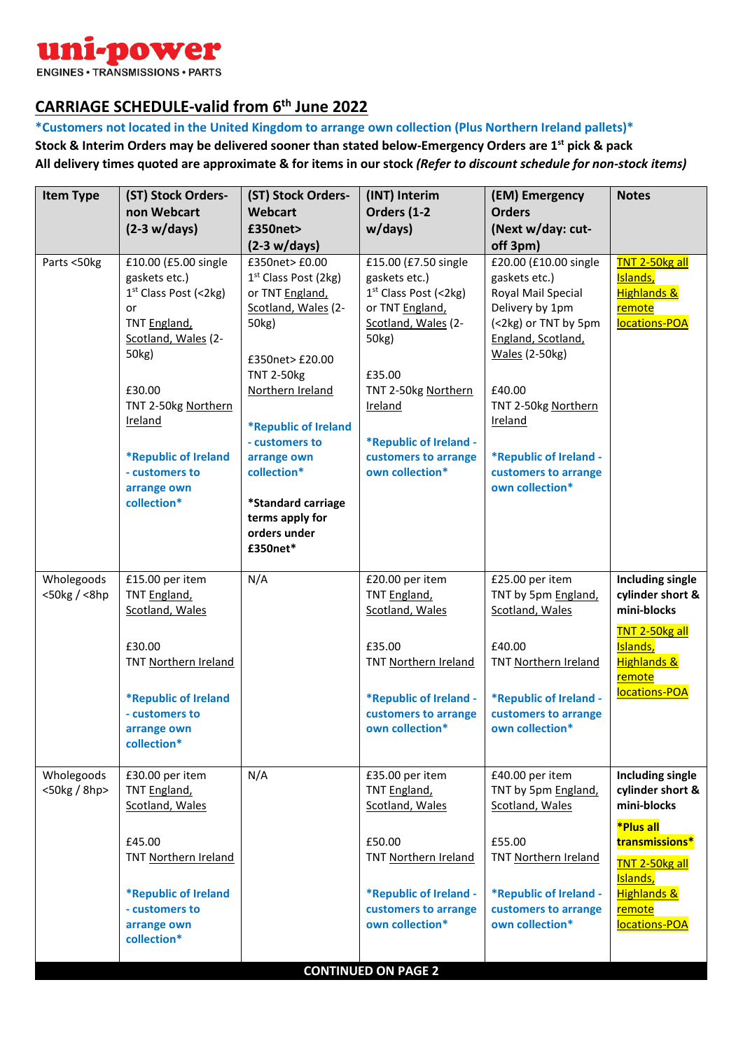**uni-power**
ENGINES • TRANSMISSIONS • PARTS

## CARRIAGE SCHEDULE-valid from 6th June 2022

**\*Customers not located in the United Kingdom to arrange own collection (Plus Northern Ireland pallets)\***

**Stock & Interim Orders may be delivered sooner than stated below-Emergency Orders are 1st pick & pack**

**All delivery times quoted are approximate & for items in our stock *(Refer to discount schedule for non-stock items)***

| Item Type | (ST) Stock Orders-non Webcart (2-3 w/days) | (ST) Stock Orders-Webcart £350net> (2-3 w/days) | (INT) Interim Orders (1-2 w/days) | (EM) Emergency Orders (Next w/day: cut-off 3pm) | Notes |
|---|---|---|---|---|---|
| Parts <50kg | £10.00 (£5.00 single gaskets etc.) 1st Class Post (<2kg) or TNT England, Scotland, Wales (2-50kg)<br><br>£30.00 TNT 2-50kg Northern Ireland<br><br>**\*Republic of Ireland - customers to arrange own collection\*** | £350net> £0.00 1st Class Post (2kg) or TNT England, Scotland, Wales (2-50kg)<br><br>£350net> £20.00 TNT 2-50kg Northern Ireland<br><br>**\*Republic of Ireland - customers to arrange own collection\***<br><br>**\*Standard carriage terms apply for orders under £350net\*** | £15.00 (£7.50 single gaskets etc.) 1st Class Post (<2kg) or TNT England, Scotland, Wales (2-50kg)<br><br>£35.00 TNT 2-50kg Northern Ireland<br><br>**\*Republic of Ireland - customers to arrange own collection\*** | £20.00 (£10.00 single gaskets etc.) Royal Mail Special Delivery by 1pm (<2kg) or TNT by 5pm England, Scotland, Wales (2-50kg)<br><br>£40.00 TNT 2-50kg Northern Ireland<br><br>**\*Republic of Ireland - customers to arrange own collection\*** | TNT 2-50kg all Islands, Highlands & remote locations-POA |
| Wholegoods <50kg / <8hp | £15.00 per item TNT England, Scotland, Wales<br><br>£30.00 TNT Northern Ireland<br><br>**\*Republic of Ireland - customers to arrange own collection\*** | N/A | £20.00 per item TNT England, Scotland, Wales<br><br>£35.00 TNT Northern Ireland<br><br>**\*Republic of Ireland - customers to arrange own collection\*** | £25.00 per item TNT by 5pm England, Scotland, Wales<br><br>£40.00 TNT Northern Ireland<br><br>**\*Republic of Ireland - customers to arrange own collection\*** | **Including single cylinder short & mini-blocks**<br><br>TNT 2-50kg all Islands, Highlands & remote locations-POA |
| Wholegoods <50kg / 8hp> | £30.00 per item TNT England, Scotland, Wales<br><br>£45.00 TNT Northern Ireland<br><br>**\*Republic of Ireland - customers to arrange own collection\*** | N/A | £35.00 per item TNT England, Scotland, Wales<br><br>£50.00 TNT Northern Ireland<br><br>**\*Republic of Ireland - customers to arrange own collection\*** | £40.00 per item TNT by 5pm England, Scotland, Wales<br><br>£55.00 TNT Northern Ireland<br><br>**\*Republic of Ireland - customers to arrange own collection\*** | **Including single cylinder short & mini-blocks**<br><br>**\*Plus all transmissions\***<br><br>TNT 2-50kg all Islands, Highlands & remote locations-POA |

**CONTINUED ON PAGE 2**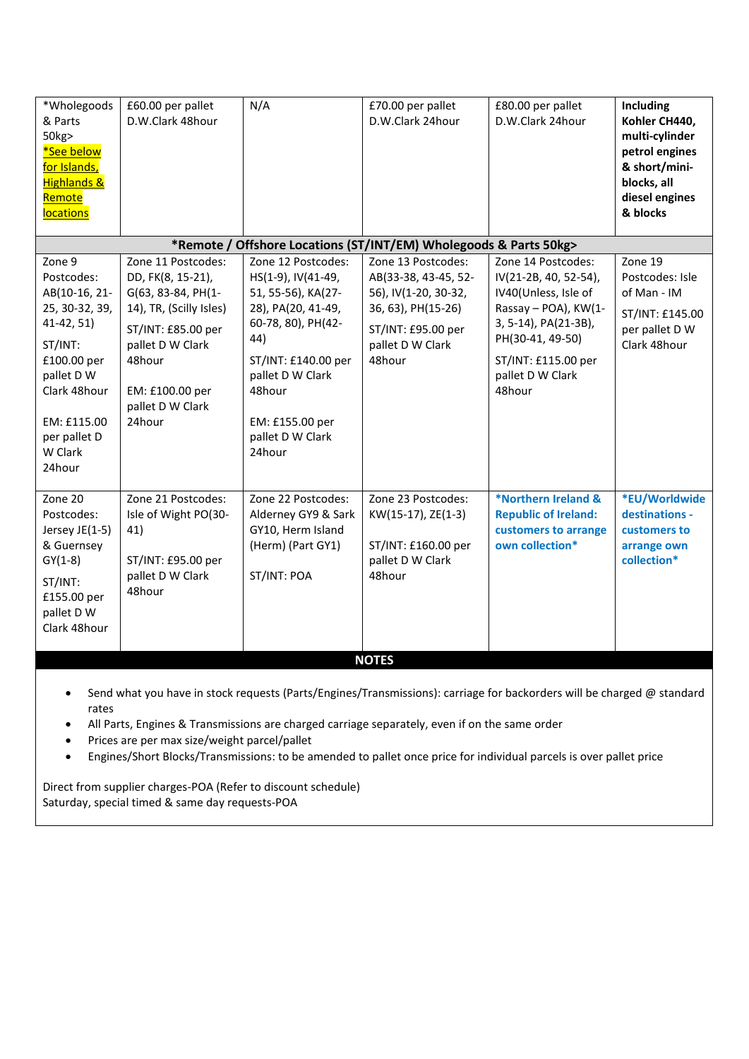| | | | | | |
|---|---|---|---|---|---|
| *Wholegoods & Parts 50kg> *See below for Islands, Highlands & Remote locations | £60.00 per pallet D.W.Clark 48hour | N/A | £70.00 per pallet D.W.Clark 24hour | £80.00 per pallet D.W.Clark 24hour | **Including Kohler CH440, multi-cylinder petrol engines & short/mini-blocks, all diesel engines & blocks** |
| **\*Remote / Offshore Locations (ST/INT/EM) Wholegoods & Parts 50kg>** | | | | | |
| Zone 9 Postcodes: AB(10-16, 21-25, 30-32, 39, 41-42, 51) ST/INT: £100.00 per pallet D W Clark 48hour EM: £115.00 per pallet D W Clark 24hour | Zone 11 Postcodes: DD, FK(8, 15-21), G(63, 83-84, PH(1-14), TR, (Scilly Isles) ST/INT: £85.00 per pallet D W Clark 48hour EM: £100.00 per pallet D W Clark 24hour | Zone 12 Postcodes: HS(1-9), IV(41-49, 51, 55-56), KA(27-28), PA(20, 41-49, 60-78, 80), PH(42-44) ST/INT: £140.00 per pallet D W Clark 48hour EM: £155.00 per pallet D W Clark 24hour | Zone 13 Postcodes: AB(33-38, 43-45, 52-56), IV(1-20, 30-32, 36, 63), PH(15-26) ST/INT: £95.00 per pallet D W Clark 48hour | Zone 14 Postcodes: IV(21-28, 40, 52-54), IV40(Unless, Isle of Rassay – POA), KW(1-3, 5-14), PA(21-38), PH(30-41, 49-50) ST/INT: £115.00 per pallet D W Clark 48hour | Zone 19 Postcodes: Isle of Man - IM ST/INT: £145.00 per pallet D W Clark 48hour |
| Zone 20 Postcodes: Jersey JE(1-5) & Guernsey GY(1-8) ST/INT: £155.00 per pallet D W Clark 48hour | Zone 21 Postcodes: Isle of Wight PO(30-41) ST/INT: £95.00 per pallet D W Clark 48hour | Zone 22 Postcodes: Alderney GY9 & Sark GY10, Herm Island (Herm) (Part GY1) ST/INT: POA | Zone 23 Postcodes: KW(15-17), ZE(1-3) ST/INT: £160.00 per pallet D W Clark 48hour | **\*Northern Ireland & Republic of Ireland: customers to arrange own collection\*** | **\*EU/Worldwide destinations - customers to arrange own collection\*** |

## NOTES

- Send what you have in stock requests (Parts/Engines/Transmissions): carriage for backorders will be charged @ standard rates
- All Parts, Engines & Transmissions are charged carriage separately, even if on the same order
- Prices are per max size/weight parcel/pallet
- Engines/Short Blocks/Transmissions: to be amended to pallet once price for individual parcels is over pallet price

Direct from supplier charges-POA (Refer to discount schedule)
Saturday, special timed & same day requests-POA